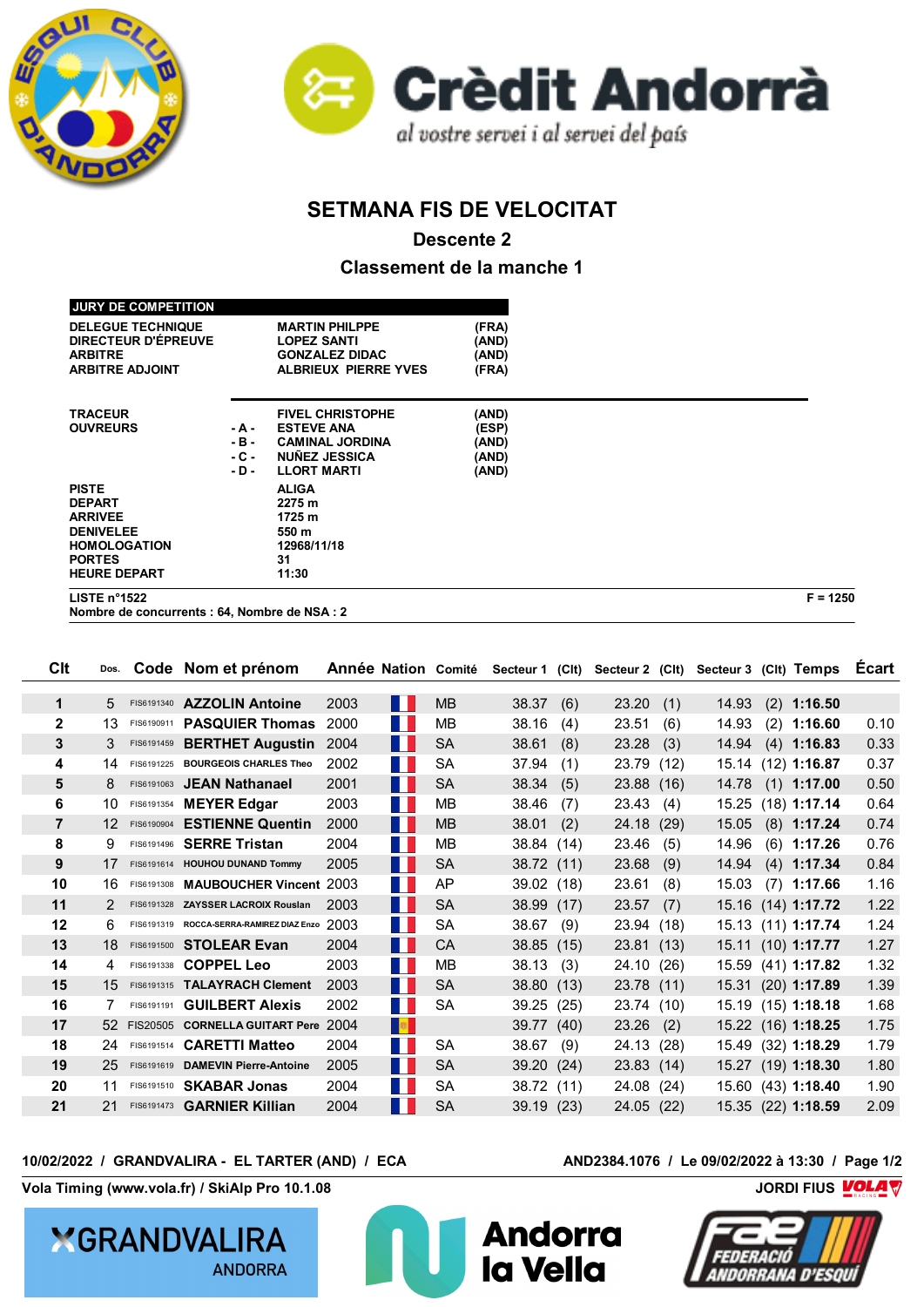# SETMANA FIS DE VELOCITAT

## Descente 2

## Classement de la manche 1

| JURY DE COMPETITION | | | |
|---|---|---|---|
| DELEGUE TECHNIQUE | | MARTIN PHILPPE | (FRA) |
| DIRECTEUR D'ÉPREUVE | | LOPEZ SANTI | (AND) |
| ARBITRE | | GONZALEZ DIDAC | (AND) |
| ARBITRE ADJOINT | | ALBRIEUX PIERRE YVES | (FRA) |
| TRACEUR | | FIVEL CHRISTOPHE | (AND) |
| OUVREURS | - A - | ESTEVE ANA | (ESP) |
| | - B - | CAMINAL JORDINA | (AND) |
| | - C - | NUÑEZ JESSICA | (AND) |
| | - D - | LLORT MARTI | (AND) |
| PISTE | | ALIGA | |
| DEPART | | 2275 m | |
| ARRIVEE | | 1725 m | |
| DENIVELEE | | 550 m | |
| HOMOLOGATION | | 12968/11/18 | |
| PORTES | | 31 | |
| HEURE DEPART | | 11:30 | |

LISTE n°1522 — F = 1250

Nombre de concurrents : 64, Nombre de NSA : 2

| Clt | Dos. | Code | Nom et prénom | Année | Nation | Comité | Secteur 1 | (Clt) | Secteur 2 | (Clt) | Secteur 3 | (Clt) | Temps | Écart |
|---|---|---|---|---|---|---|---|---|---|---|---|---|---|---|
| 1 | 5 | FIS6191340 | AZZOLIN Antoine | 2003 | FRA | MB | 38.37 | (6) | 23.20 | (1) | 14.93 | (2) | 1:16.50 | |
| 2 | 13 | FIS6190911 | PASQUIER Thomas | 2000 | FRA | MB | 38.16 | (4) | 23.51 | (6) | 14.93 | (2) | 1:16.60 | 0.10 |
| 3 | 3 | FIS6191459 | BERTHET Augustin | 2004 | FRA | SA | 38.61 | (8) | 23.28 | (3) | 14.94 | (4) | 1:16.83 | 0.33 |
| 4 | 14 | FIS6191225 | BOURGEOIS CHARLES Theo | 2002 | FRA | SA | 37.94 | (1) | 23.79 | (12) | 15.14 | (12) | 1:16.87 | 0.37 |
| 5 | 8 | FIS6191063 | JEAN Nathanael | 2001 | FRA | SA | 38.34 | (5) | 23.88 | (16) | 14.78 | (1) | 1:17.00 | 0.50 |
| 6 | 10 | FIS6191354 | MEYER Edgar | 2003 | FRA | MB | 38.46 | (7) | 23.43 | (4) | 15.25 | (18) | 1:17.14 | 0.64 |
| 7 | 12 | FIS6190904 | ESTIENNE Quentin | 2000 | FRA | MB | 38.01 | (2) | 24.18 | (29) | 15.05 | (8) | 1:17.24 | 0.74 |
| 8 | 9 | FIS6191496 | SERRE Tristan | 2004 | FRA | MB | 38.84 | (14) | 23.46 | (5) | 14.96 | (6) | 1:17.26 | 0.76 |
| 9 | 17 | FIS6191614 | HOUHOU DUNAND Tommy | 2005 | FRA | SA | 38.72 | (11) | 23.68 | (9) | 14.94 | (4) | 1:17.34 | 0.84 |
| 10 | 16 | FIS6191308 | MAUBOUCHER Vincent | 2003 | FRA | AP | 39.02 | (18) | 23.61 | (8) | 15.03 | (7) | 1:17.66 | 1.16 |
| 11 | 2 | FIS6191328 | ZAYSSER LACROIX Rouslan | 2003 | FRA | SA | 38.99 | (17) | 23.57 | (7) | 15.16 | (14) | 1:17.72 | 1.22 |
| 12 | 6 | FIS6191319 | ROCCA-SERRA-RAMIREZ DIAZ Enzo | 2003 | FRA | SA | 38.67 | (9) | 23.94 | (18) | 15.13 | (11) | 1:17.74 | 1.24 |
| 13 | 18 | FIS6191500 | STOLEAR Evan | 2004 | FRA | CA | 38.85 | (15) | 23.81 | (13) | 15.11 | (10) | 1:17.77 | 1.27 |
| 14 | 4 | FIS6191338 | COPPEL Leo | 2003 | FRA | MB | 38.13 | (3) | 24.10 | (26) | 15.59 | (41) | 1:17.82 | 1.32 |
| 15 | 15 | FIS6191315 | TALAYRACH Clement | 2003 | FRA | SA | 38.80 | (13) | 23.78 | (11) | 15.31 | (20) | 1:17.89 | 1.39 |
| 16 | 7 | FIS6191191 | GUILBERT Alexis | 2002 | FRA | SA | 39.25 | (25) | 23.74 | (10) | 15.19 | (15) | 1:18.18 | 1.68 |
| 17 | 52 | FIS20505 | CORNELLA GUITART Pere | 2004 | AND | | 39.77 | (40) | 23.26 | (2) | 15.22 | (16) | 1:18.25 | 1.75 |
| 18 | 24 | FIS6191514 | CARETTI Matteo | 2004 | FRA | SA | 38.67 | (9) | 24.13 | (28) | 15.49 | (32) | 1:18.29 | 1.79 |
| 19 | 25 | FIS6191619 | DAMEVIN Pierre-Antoine | 2005 | FRA | SA | 39.20 | (24) | 23.83 | (14) | 15.27 | (19) | 1:18.30 | 1.80 |
| 20 | 11 | FIS6191510 | SKABAR Jonas | 2004 | FRA | SA | 38.72 | (11) | 24.08 | (24) | 15.60 | (43) | 1:18.40 | 1.90 |
| 21 | 21 | FIS6191473 | GARNIER Killian | 2004 | FRA | SA | 39.19 | (23) | 24.05 | (22) | 15.35 | (22) | 1:18.59 | 2.09 |

10/02/2022 / GRANDVALIRA - EL TARTER (AND) / ECA — AND2384.1076 / Le 09/02/2022 à 13:30

Vola Timing (www.vola.fr) / SkiAlp Pro 10.1.08 — JORDI FIUS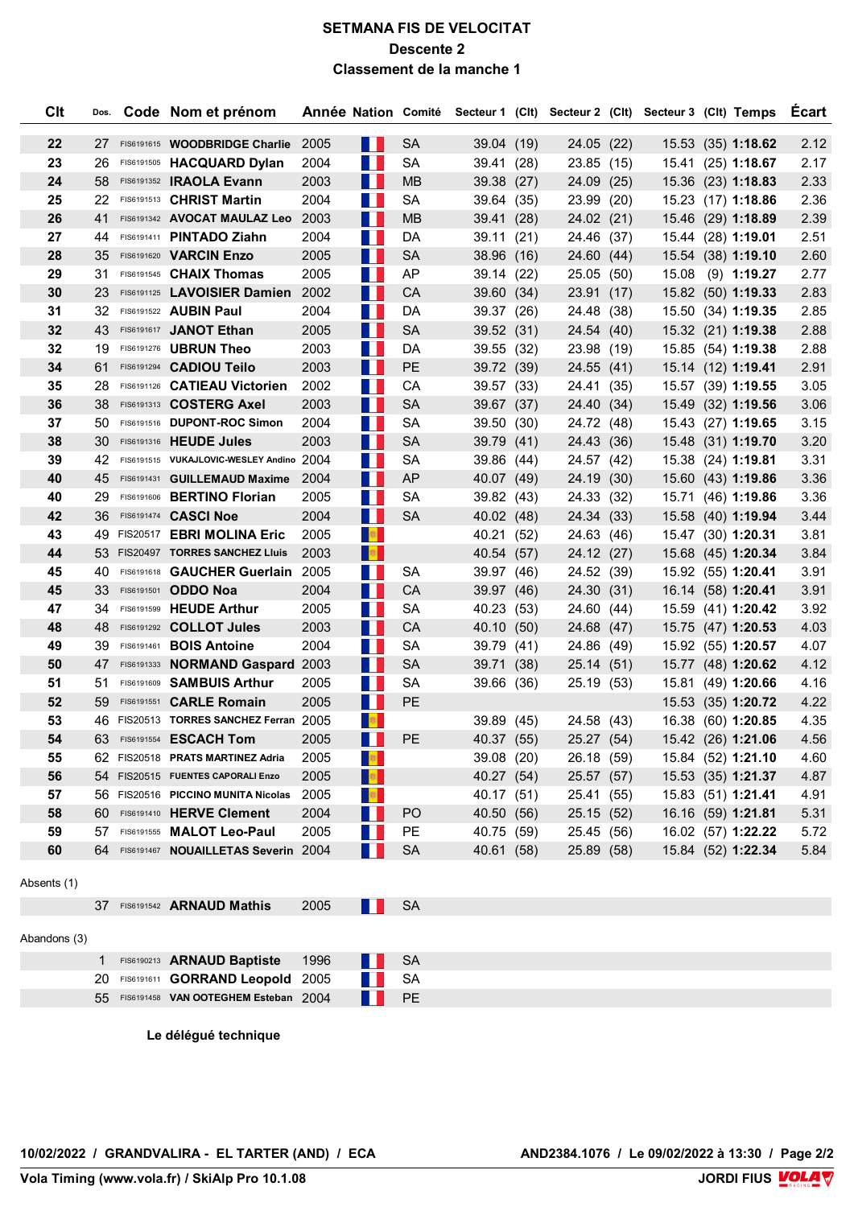# SETMANA FIS DE VELOCITAT

## Descente 2

### Classement de la manche 1

| Clt | Dos. | Code | Nom et prénom | Année | Nation | Comité | Secteur 1 | (Clt) | Secteur 2 | (Clt) | Secteur 3 | (Clt) | Temps | Écart |
|---|---|---|---|---|---|---|---|---|---|---|---|---|---|---|
| 22 | 27 | FIS6191615 | **WOODBRIDGE Charlie** | 2005 | | SA | 39.04 | (19) | 24.05 | (22) | 15.53 | (35) | **1:18.62** | 2.12 |
| 23 | 26 | FIS6191505 | **HACQUARD Dylan** | 2004 | | SA | 39.41 | (28) | 23.85 | (15) | 15.41 | (25) | **1:18.67** | 2.17 |
| 24 | 58 | FIS6191352 | **IRAOLA Evann** | 2003 | | MB | 39.38 | (27) | 24.09 | (25) | 15.36 | (23) | **1:18.83** | 2.33 |
| 25 | 22 | FIS6191513 | **CHRIST Martin** | 2004 | | SA | 39.64 | (35) | 23.99 | (20) | 15.23 | (17) | **1:18.86** | 2.36 |
| 26 | 41 | FIS6191342 | **AVOCAT MAULAZ Leo** | 2003 | | MB | 39.41 | (28) | 24.02 | (21) | 15.46 | (29) | **1:18.89** | 2.39 |
| 27 | 44 | FIS6191411 | **PINTADO Ziahn** | 2004 | | DA | 39.11 | (21) | 24.46 | (37) | 15.44 | (28) | **1:19.01** | 2.51 |
| 28 | 35 | FIS6191620 | **VARCIN Enzo** | 2005 | | SA | 38.96 | (16) | 24.60 | (44) | 15.54 | (38) | **1:19.10** | 2.60 |
| 29 | 31 | FIS6191545 | **CHAIX Thomas** | 2005 | | AP | 39.14 | (22) | 25.05 | (50) | 15.08 | (9) | **1:19.27** | 2.77 |
| 30 | 23 | FIS6191125 | **LAVOISIER Damien** | 2002 | | CA | 39.60 | (34) | 23.91 | (17) | 15.82 | (50) | **1:19.33** | 2.83 |
| 31 | 32 | FIS6191522 | **AUBIN Paul** | 2004 | | DA | 39.37 | (26) | 24.48 | (38) | 15.50 | (34) | **1:19.35** | 2.85 |
| 32 | 43 | FIS6191617 | **JANOT Ethan** | 2005 | | SA | 39.52 | (31) | 24.54 | (40) | 15.32 | (21) | **1:19.38** | 2.88 |
| 32 | 19 | FIS6191276 | **UBRUN Theo** | 2003 | | DA | 39.55 | (32) | 23.98 | (19) | 15.85 | (54) | **1:19.38** | 2.88 |
| 34 | 61 | FIS6191294 | **CADIOU Teilo** | 2003 | | PE | 39.72 | (39) | 24.55 | (41) | 15.14 | (12) | **1:19.41** | 2.91 |
| 35 | 28 | FIS6191126 | **CATIEAU Victorien** | 2002 | | CA | 39.57 | (33) | 24.41 | (35) | 15.57 | (39) | **1:19.55** | 3.05 |
| 36 | 38 | FIS6191313 | **COSTERG Axel** | 2003 | | SA | 39.67 | (37) | 24.40 | (34) | 15.49 | (32) | **1:19.56** | 3.06 |
| 37 | 50 | FIS6191516 | **DUPONT-ROC Simon** | 2004 | | SA | 39.50 | (30) | 24.72 | (48) | 15.43 | (27) | **1:19.65** | 3.15 |
| 38 | 30 | FIS6191316 | **HEUDE Jules** | 2003 | | SA | 39.79 | (41) | 24.43 | (36) | 15.48 | (31) | **1:19.70** | 3.20 |
| 39 | 42 | FIS6191515 | **VUKAJLOVIC-WESLEY Andino** | 2004 | | SA | 39.86 | (44) | 24.57 | (42) | 15.38 | (24) | **1:19.81** | 3.31 |
| 40 | 45 | FIS6191431 | **GUILLEMAUD Maxime** | 2004 | | AP | 40.07 | (49) | 24.19 | (30) | 15.60 | (43) | **1:19.86** | 3.36 |
| 40 | 29 | FIS6191606 | **BERTINO Florian** | 2005 | | SA | 39.82 | (43) | 24.33 | (32) | 15.71 | (46) | **1:19.86** | 3.36 |
| 42 | 36 | FIS6191474 | **CASCI Noe** | 2004 | | SA | 40.02 | (48) | 24.34 | (33) | 15.58 | (40) | **1:19.94** | 3.44 |
| 43 | 49 | FIS20517 | **EBRI MOLINA Eric** | 2005 | | | 40.21 | (52) | 24.63 | (46) | 15.47 | (30) | **1:20.31** | 3.81 |
| 44 | 53 | FIS20497 | **TORRES SANCHEZ Lluis** | 2003 | | | 40.54 | (57) | 24.12 | (27) | 15.68 | (45) | **1:20.34** | 3.84 |
| 45 | 40 | FIS6191618 | **GAUCHER Guerlain** | 2005 | | SA | 39.97 | (46) | 24.52 | (39) | 15.92 | (55) | **1:20.41** | 3.91 |
| 45 | 33 | FIS6191501 | **ODDO Noa** | 2004 | | CA | 39.97 | (46) | 24.30 | (31) | 16.14 | (58) | **1:20.41** | 3.91 |
| 47 | 34 | FIS6191599 | **HEUDE Arthur** | 2005 | | SA | 40.23 | (53) | 24.60 | (44) | 15.59 | (41) | **1:20.42** | 3.92 |
| 48 | 48 | FIS6191292 | **COLLOT Jules** | 2003 | | CA | 40.10 | (50) | 24.68 | (47) | 15.75 | (47) | **1:20.53** | 4.03 |
| 49 | 39 | FIS6191461 | **BOIS Antoine** | 2004 | | SA | 39.79 | (41) | 24.86 | (49) | 15.92 | (55) | **1:20.57** | 4.07 |
| 50 | 47 | FIS6191333 | **NORMAND Gaspard** | 2003 | | SA | 39.71 | (38) | 25.14 | (51) | 15.77 | (48) | **1:20.62** | 4.12 |
| 51 | 51 | FIS6191609 | **SAMBUIS Arthur** | 2005 | | SA | 39.66 | (36) | 25.19 | (53) | 15.81 | (49) | **1:20.66** | 4.16 |
| 52 | 59 | FIS6191551 | **CARLE Romain** | 2005 | | PE | | | | | 15.53 | (35) | **1:20.72** | 4.22 |
| 53 | 46 | FIS20513 | **TORRES SANCHEZ Ferran** | 2005 | | | 39.89 | (45) | 24.58 | (43) | 16.38 | (60) | **1:20.85** | 4.35 |
| 54 | 63 | FIS6191554 | **ESCACH Tom** | 2005 | | PE | 40.37 | (55) | 25.27 | (54) | 15.42 | (26) | **1:21.06** | 4.56 |
| 55 | 62 | FIS20518 | **PRATS MARTINEZ Adria** | 2005 | | | 39.08 | (20) | 26.18 | (59) | 15.84 | (52) | **1:21.10** | 4.60 |
| 56 | 54 | FIS20515 | **FUENTES CAPORALI Enzo** | 2005 | | | 40.27 | (54) | 25.57 | (57) | 15.53 | (35) | **1:21.37** | 4.87 |
| 57 | 56 | FIS20516 | **PICCINO MUNITA Nicolas** | 2005 | | | 40.17 | (51) | 25.41 | (55) | 15.83 | (51) | **1:21.41** | 4.91 |
| 58 | 60 | FIS6191410 | **HERVE Clement** | 2004 | | PO | 40.50 | (56) | 25.15 | (52) | 16.16 | (59) | **1:21.81** | 5.31 |
| 59 | 57 | FIS6191555 | **MALOT Leo-Paul** | 2005 | | PE | 40.75 | (59) | 25.45 | (56) | 16.02 | (57) | **1:22.22** | 5.72 |
| 60 | 64 | FIS6191467 | **NOUAILLETAS Severin** | 2004 | | SA | 40.61 | (58) | 25.89 | (58) | 15.84 | (52) | **1:22.34** | 5.84 |

Absents (1)

| Dos. | Code | Nom et prénom | Année | Nation | Comité |
|---|---|---|---|---|---|
| 37 | FIS6191542 | **ARNAUD Mathis** | 2005 | | SA |

Abandons (3)

| Dos. | Code | Nom et prénom | Année | Nation | Comité |
|---|---|---|---|---|---|
| 1 | FIS6190213 | **ARNAUD Baptiste** | 1996 | | SA |
| 20 | FIS6191611 | **GORRAND Leopold** | 2005 | | SA |
| 55 | FIS6191458 | **VAN OOTEGHEM Esteban** | 2004 | | PE |

**Le délégué technique**

**10/02/2022 / GRANDVALIRA - EL TARTER (AND) / ECA** — **AND2384.1076 / Le 09/02/2022 à 13:30**

**Vola Timing (www.vola.fr) / SkiAlp Pro 10.1.08** — **JORDI FIUS**